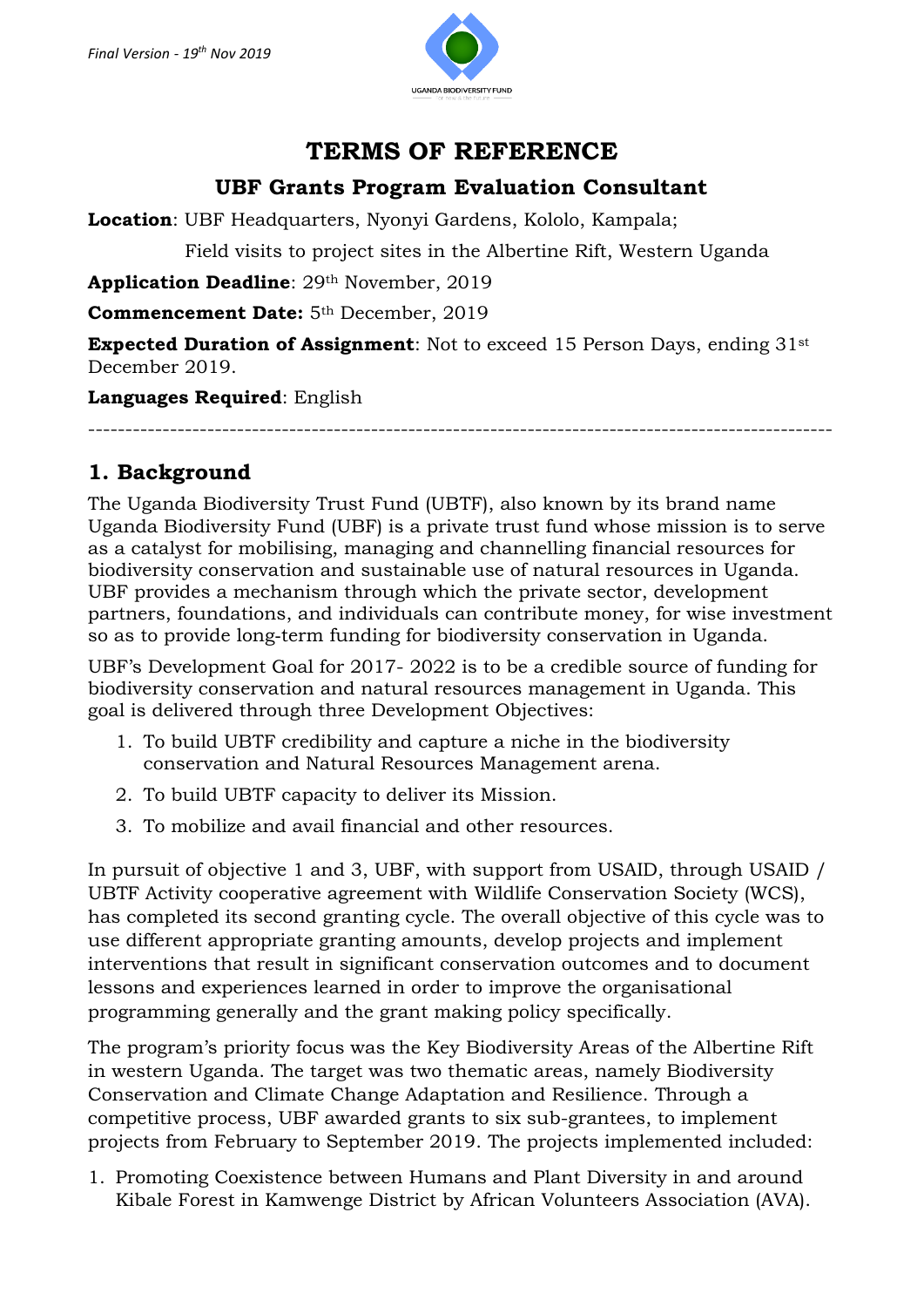*Final Version - 19th Nov 2019*

# TERMS OF REFERENCE

## UBF Grants Program Evaluation Consultant

**Location**: UBF Headquarters, Nyonyi Gardens, Kololo, Kampala;

Field visits to project sites in the Albertine Rift, Western Uganda

**Application Deadline**: 29th November, 2019

**Commencement Date:** 5th December, 2019

**Expected Duration of Assignment**: Not to exceed 15 Person Days, ending 31st December 2019.

**Languages Required**: English

---

## 1. Background

The Uganda Biodiversity Trust Fund (UBTF), also known by its brand name Uganda Biodiversity Fund (UBF) is a private trust fund whose mission is to serve as a catalyst for mobilising, managing and channelling financial resources for biodiversity conservation and sustainable use of natural resources in Uganda. UBF provides a mechanism through which the private sector, development partners, foundations, and individuals can contribute money, for wise investment so as to provide long-term funding for biodiversity conservation in Uganda.

UBF's Development Goal for 2017- 2022 is to be a credible source of funding for biodiversity conservation and natural resources management in Uganda. This goal is delivered through three Development Objectives:

1. To build UBTF credibility and capture a niche in the biodiversity conservation and Natural Resources Management arena.
2. To build UBTF capacity to deliver its Mission.
3. To mobilize and avail financial and other resources.

In pursuit of objective 1 and 3, UBF, with support from USAID, through USAID / UBTF Activity cooperative agreement with Wildlife Conservation Society (WCS), has completed its second granting cycle. The overall objective of this cycle was to use different appropriate granting amounts, develop projects and implement interventions that result in significant conservation outcomes and to document lessons and experiences learned in order to improve the organisational programming generally and the grant making policy specifically.

The program's priority focus was the Key Biodiversity Areas of the Albertine Rift in western Uganda. The target was two thematic areas, namely Biodiversity Conservation and Climate Change Adaptation and Resilience. Through a competitive process, UBF awarded grants to six sub-grantees, to implement projects from February to September 2019. The projects implemented included:

1. Promoting Coexistence between Humans and Plant Diversity in and around Kibale Forest in Kamwenge District by African Volunteers Association (AVA).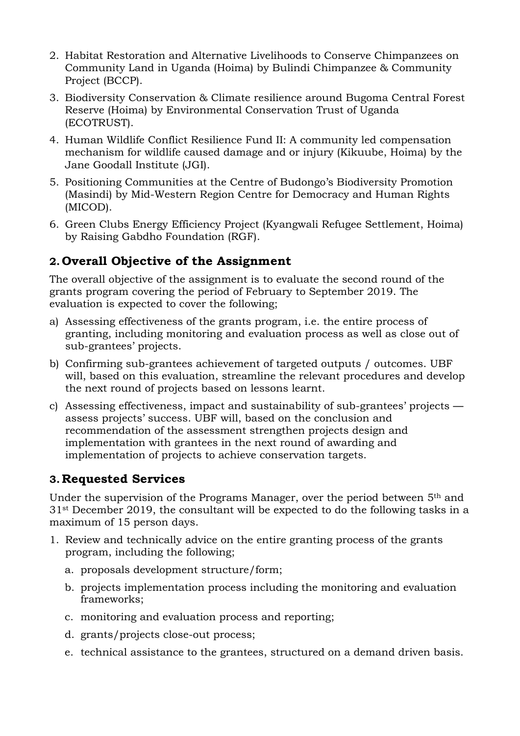2. Habitat Restoration and Alternative Livelihoods to Conserve Chimpanzees on Community Land in Uganda (Hoima) by Bulindi Chimpanzee & Community Project (BCCP).
3. Biodiversity Conservation & Climate resilience around Bugoma Central Forest Reserve (Hoima) by Environmental Conservation Trust of Uganda (ECOTRUST).
4. Human Wildlife Conflict Resilience Fund II: A community led compensation mechanism for wildlife caused damage and or injury (Kikuube, Hoima) by the Jane Goodall Institute (JGI).
5. Positioning Communities at the Centre of Budongo's Biodiversity Promotion (Masindi) by Mid-Western Region Centre for Democracy and Human Rights (MICOD).
6. Green Clubs Energy Efficiency Project (Kyangwali Refugee Settlement, Hoima) by Raising Gabdho Foundation (RGF).

## 2. Overall Objective of the Assignment

The overall objective of the assignment is to evaluate the second round of the grants program covering the period of February to September 2019. The evaluation is expected to cover the following;

a) Assessing effectiveness of the grants program, i.e. the entire process of granting, including monitoring and evaluation process as well as close out of sub-grantees' projects.
b) Confirming sub-grantees achievement of targeted outputs / outcomes. UBF will, based on this evaluation, streamline the relevant procedures and develop the next round of projects based on lessons learnt.
c) Assessing effectiveness, impact and sustainability of sub-grantees' projects — assess projects' success. UBF will, based on the conclusion and recommendation of the assessment strengthen projects design and implementation with grantees in the next round of awarding and implementation of projects to achieve conservation targets.

## 3. Requested Services

Under the supervision of the Programs Manager, over the period between 5th and 31st December 2019, the consultant will be expected to do the following tasks in a maximum of 15 person days.

1. Review and technically advice on the entire granting process of the grants program, including the following;
   a. proposals development structure/form;
   b. projects implementation process including the monitoring and evaluation frameworks;
   c. monitoring and evaluation process and reporting;
   d. grants/projects close-out process;
   e. technical assistance to the grantees, structured on a demand driven basis.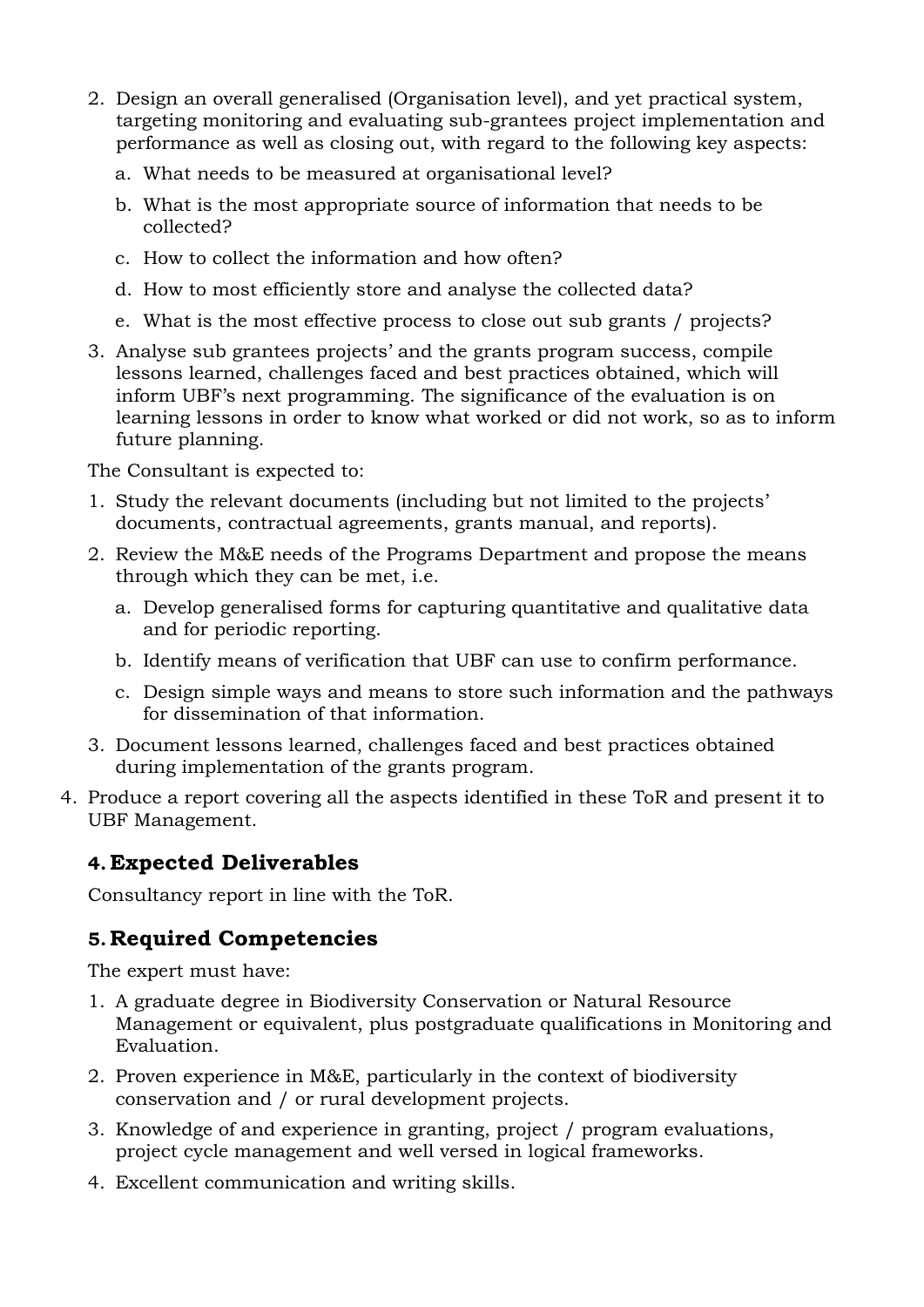2. Design an overall generalised (Organisation level), and yet practical system, targeting monitoring and evaluating sub-grantees project implementation and performance as well as closing out, with regard to the following key aspects:
    a. What needs to be measured at organisational level?
    b. What is the most appropriate source of information that needs to be collected?
    c. How to collect the information and how often?
    d. How to most efficiently store and analyse the collected data?
    e. What is the most effective process to close out sub grants / projects?
3. Analyse sub grantees projects' and the grants program success, compile lessons learned, challenges faced and best practices obtained, which will inform UBF's next programming. The significance of the evaluation is on learning lessons in order to know what worked or did not work, so as to inform future planning.

The Consultant is expected to:

1. Study the relevant documents (including but not limited to the projects' documents, contractual agreements, grants manual, and reports).
2. Review the M&E needs of the Programs Department and propose the means through which they can be met, i.e.
    a. Develop generalised forms for capturing quantitative and qualitative data and for periodic reporting.
    b. Identify means of verification that UBF can use to confirm performance.
    c. Design simple ways and means to store such information and the pathways for dissemination of that information.
3. Document lessons learned, challenges faced and best practices obtained during implementation of the grants program.
4. Produce a report covering all the aspects identified in these ToR and present it to UBF Management.

## 4. Expected Deliverables

Consultancy report in line with the ToR.

## 5. Required Competencies

The expert must have:

1. A graduate degree in Biodiversity Conservation or Natural Resource Management or equivalent, plus postgraduate qualifications in Monitoring and Evaluation.
2. Proven experience in M&E, particularly in the context of biodiversity conservation and / or rural development projects.
3. Knowledge of and experience in granting, project / program evaluations, project cycle management and well versed in logical frameworks.
4. Excellent communication and writing skills.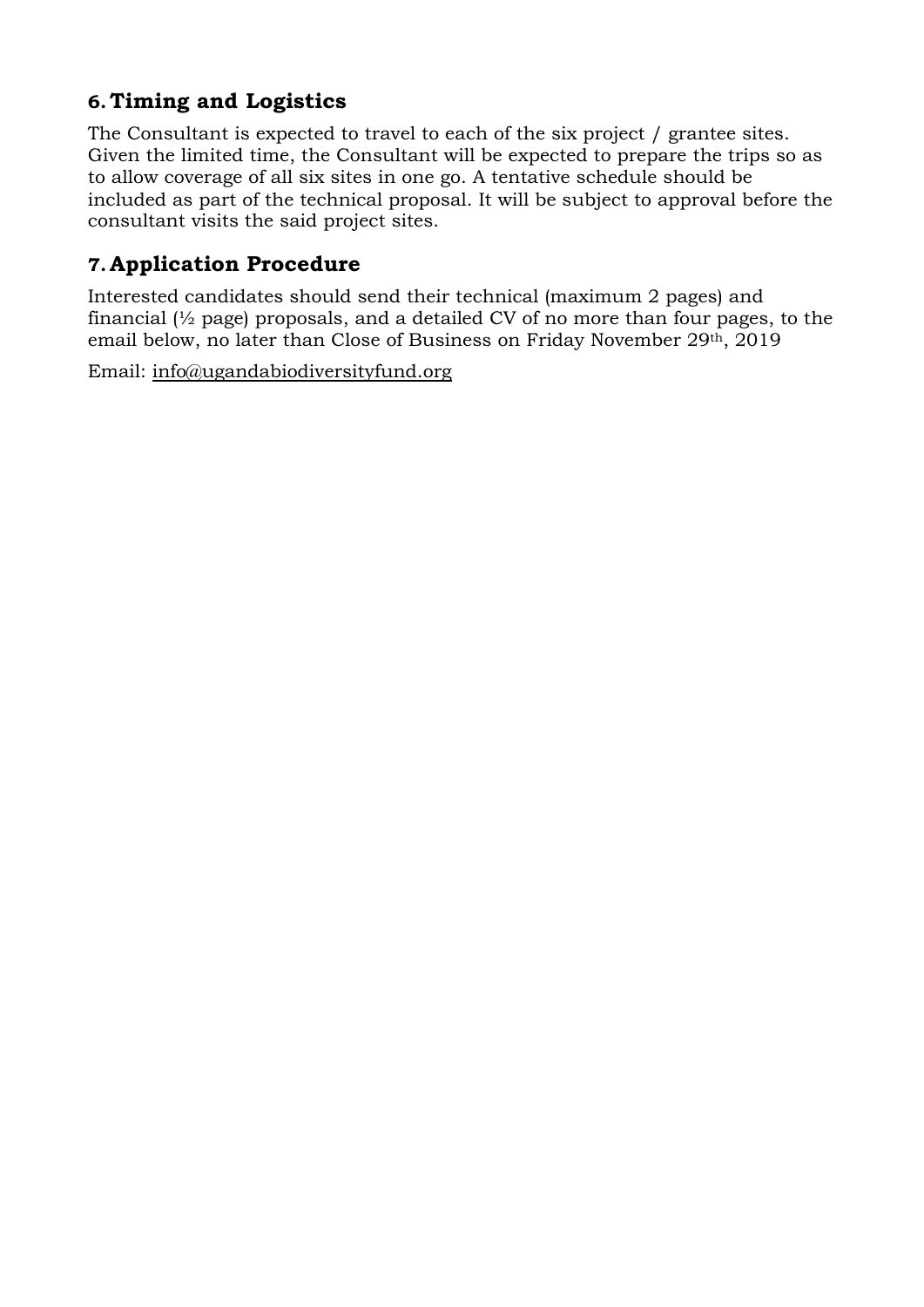## 6. Timing and Logistics

The Consultant is expected to travel to each of the six project / grantee sites. Given the limited time, the Consultant will be expected to prepare the trips so as to allow coverage of all six sites in one go. A tentative schedule should be included as part of the technical proposal. It will be subject to approval before the consultant visits the said project sites.

## 7. Application Procedure

Interested candidates should send their technical (maximum 2 pages) and financial (½ page) proposals, and a detailed CV of no more than four pages, to the email below, no later than Close of Business on Friday November 29th, 2019

Email: info@ugandabiodiversityfund.org